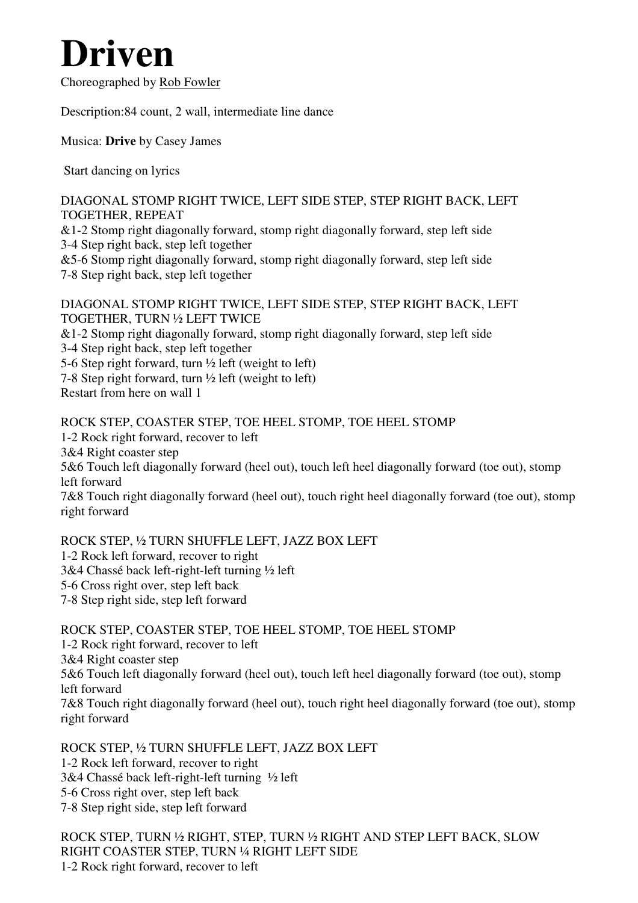# Driven

Choreographed by Rob Fowler

Description:84 count, 2 wall, intermediate line dance

Musica: **Drive** by Casey James

Start dancing on lyrics

DIAGONAL STOMP RIGHT TWICE, LEFT SIDE STEP, STEP RIGHT BACK, LEFT TOGETHER, REPEAT

&1-2 Stomp right diagonally forward, stomp right diagonally forward, step left side
3-4 Step right back, step left together
&5-6 Stomp right diagonally forward, stomp right diagonally forward, step left side
7-8 Step right back, step left together

DIAGONAL STOMP RIGHT TWICE, LEFT SIDE STEP, STEP RIGHT BACK, LEFT TOGETHER, TURN ½ LEFT TWICE

&1-2 Stomp right diagonally forward, stomp right diagonally forward, step left side
3-4 Step right back, step left together
5-6 Step right forward, turn ½ left (weight to left)
7-8 Step right forward, turn ½ left (weight to left)
Restart from here on wall 1

ROCK STEP, COASTER STEP, TOE HEEL STOMP, TOE HEEL STOMP

1-2 Rock right forward, recover to left
3&4 Right coaster step
5&6 Touch left diagonally forward (heel out), touch left heel diagonally forward (toe out), stomp left forward
7&8 Touch right diagonally forward (heel out), touch right heel diagonally forward (toe out), stomp right forward

ROCK STEP, ½ TURN SHUFFLE LEFT, JAZZ BOX LEFT

1-2 Rock left forward, recover to right
3&4 Chassé back left-right-left turning ½ left
5-6 Cross right over, step left back
7-8 Step right side, step left forward

ROCK STEP, COASTER STEP, TOE HEEL STOMP, TOE HEEL STOMP

1-2 Rock right forward, recover to left
3&4 Right coaster step
5&6 Touch left diagonally forward (heel out), touch left heel diagonally forward (toe out), stomp left forward
7&8 Touch right diagonally forward (heel out), touch right heel diagonally forward (toe out), stomp right forward

ROCK STEP, ½ TURN SHUFFLE LEFT, JAZZ BOX LEFT

1-2 Rock left forward, recover to right
3&4 Chassé back left-right-left turning ½ left
5-6 Cross right over, step left back
7-8 Step right side, step left forward

ROCK STEP, TURN ½ RIGHT, STEP, TURN ½ RIGHT AND STEP LEFT BACK, SLOW RIGHT COASTER STEP, TURN ¼ RIGHT LEFT SIDE

1-2 Rock right forward, recover to left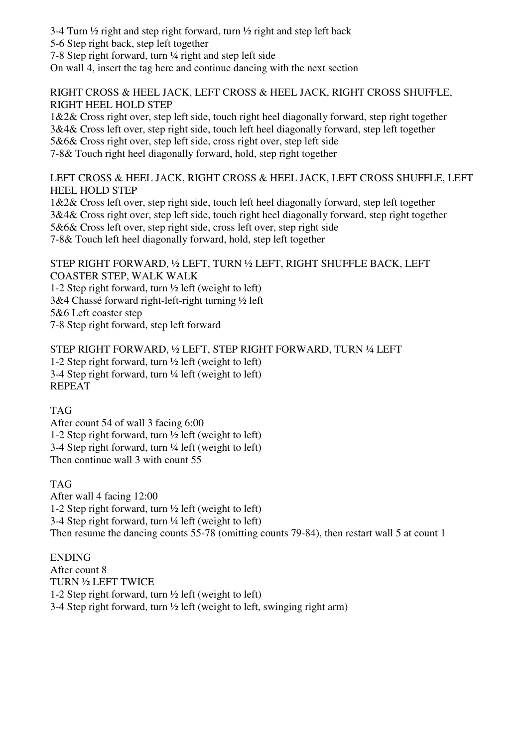3-4 Turn ½ right and step right forward, turn ½ right and step left back
5-6 Step right back, step left together
7-8 Step right forward, turn ¼ right and step left side
On wall 4, insert the tag here and continue dancing with the next section

RIGHT CROSS & HEEL JACK, LEFT CROSS & HEEL JACK, RIGHT CROSS SHUFFLE, RIGHT HEEL HOLD STEP
1&2& Cross right over, step left side, touch right heel diagonally forward, step right together
3&4& Cross left over, step right side, touch left heel diagonally forward, step left together
5&6& Cross right over, step left side, cross right over, step left side
7-8& Touch right heel diagonally forward, hold, step right together

LEFT CROSS & HEEL JACK, RIGHT CROSS & HEEL JACK, LEFT CROSS SHUFFLE, LEFT HEEL HOLD STEP
1&2& Cross left over, step right side, touch left heel diagonally forward, step left together
3&4& Cross right over, step left side, touch right heel diagonally forward, step right together
5&6& Cross left over, step right side, cross left over, step right side
7-8& Touch left heel diagonally forward, hold, step left together

STEP RIGHT FORWARD, ½ LEFT, TURN ½ LEFT, RIGHT SHUFFLE BACK, LEFT COASTER STEP, WALK WALK
1-2 Step right forward, turn ½ left (weight to left)
3&4 Chassé forward right-left-right turning ½ left
5&6 Left coaster step
7-8 Step right forward, step left forward

STEP RIGHT FORWARD, ½ LEFT, STEP RIGHT FORWARD, TURN ¼ LEFT
1-2 Step right forward, turn ½ left (weight to left)
3-4 Step right forward, turn ¼ left (weight to left)
REPEAT

TAG
After count 54 of wall 3 facing 6:00
1-2 Step right forward, turn ½ left (weight to left)
3-4 Step right forward, turn ¼ left (weight to left)
Then continue wall 3 with count 55

TAG
After wall 4 facing 12:00
1-2 Step right forward, turn ½ left (weight to left)
3-4 Step right forward, turn ¼ left (weight to left)
Then resume the dancing counts 55-78 (omitting counts 79-84), then restart wall 5 at count 1

ENDING
After count 8
TURN ½ LEFT TWICE
1-2 Step right forward, turn ½ left (weight to left)
3-4 Step right forward, turn ½ left (weight to left, swinging right arm)